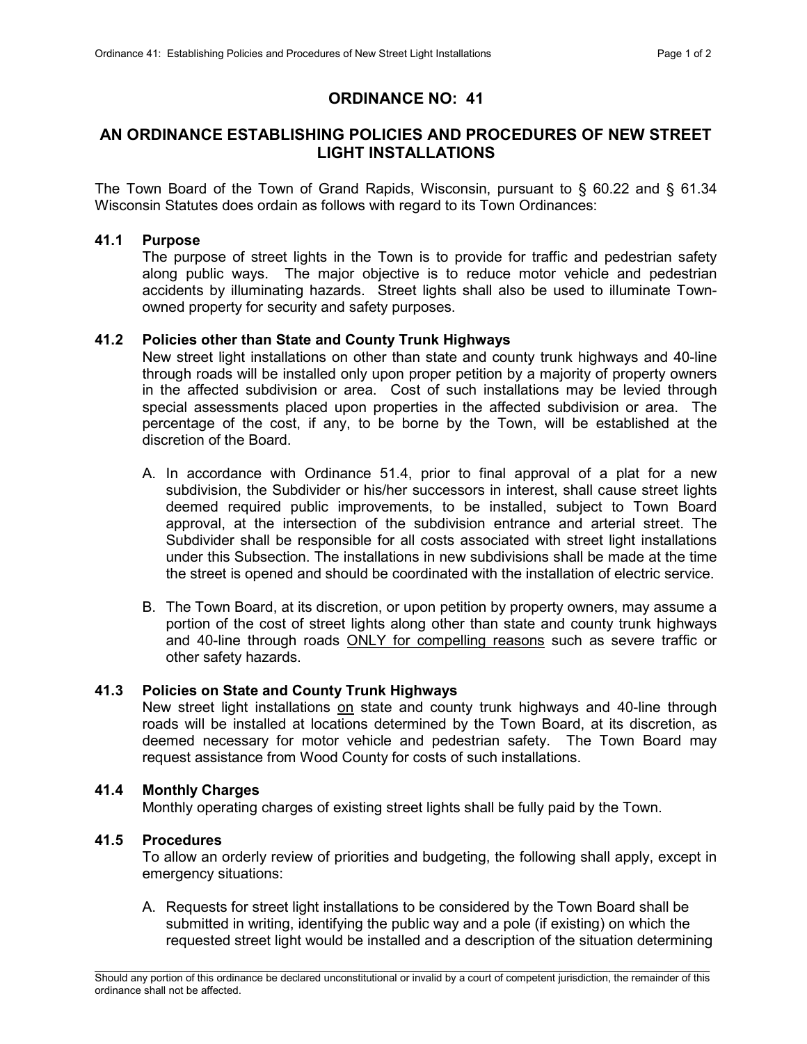# ORDINANCE NO: 41

## AN ORDINANCE ESTABLISHING POLICIES AND PROCEDURES OF NEW STREET LIGHT INSTALLATIONS

The Town Board of the Town of Grand Rapids, Wisconsin, pursuant to § 60.22 and § 61.34 Wisconsin Statutes does ordain as follows with regard to its Town Ordinances:

### 41.1 Purpose

The purpose of street lights in the Town is to provide for traffic and pedestrian safety along public ways. The major objective is to reduce motor vehicle and pedestrian accidents by illuminating hazards. Street lights shall also be used to illuminate Town-owned property for security and safety purposes.

### 41.2 Policies other than State and County Trunk Highways

New street light installations on other than state and county trunk highways and 40-line through roads will be installed only upon proper petition by a majority of property owners in the affected subdivision or area. Cost of such installations may be levied through special assessments placed upon properties in the affected subdivision or area. The percentage of the cost, if any, to be borne by the Town, will be established at the discretion of the Board.

A. In accordance with Ordinance 51.4, prior to final approval of a plat for a new subdivision, the Subdivider or his/her successors in interest, shall cause street lights deemed required public improvements, to be installed, subject to Town Board approval, at the intersection of the subdivision entrance and arterial street. The Subdivider shall be responsible for all costs associated with street light installations under this Subsection. The installations in new subdivisions shall be made at the time the street is opened and should be coordinated with the installation of electric service.

B. The Town Board, at its discretion, or upon petition by property owners, may assume a portion of the cost of street lights along other than state and county trunk highways and 40-line through roads <u>ONLY for compelling reasons</u> such as severe traffic or other safety hazards.

### 41.3 Policies on State and County Trunk Highways

New street light installations <u>on</u> state and county trunk highways and 40-line through roads will be installed at locations determined by the Town Board, at its discretion, as deemed necessary for motor vehicle and pedestrian safety. The Town Board may request assistance from Wood County for costs of such installations.

### 41.4 Monthly Charges

Monthly operating charges of existing street lights shall be fully paid by the Town.

### 41.5 Procedures

To allow an orderly review of priorities and budgeting, the following shall apply, except in emergency situations:

A. Requests for street light installations to be considered by the Town Board shall be submitted in writing, identifying the public way and a pole (if existing) on which the requested street light would be installed and a description of the situation determining

---

Should any portion of this ordinance be declared unconstitutional or invalid by a court of competent jurisdiction, the remainder of this ordinance shall not be affected.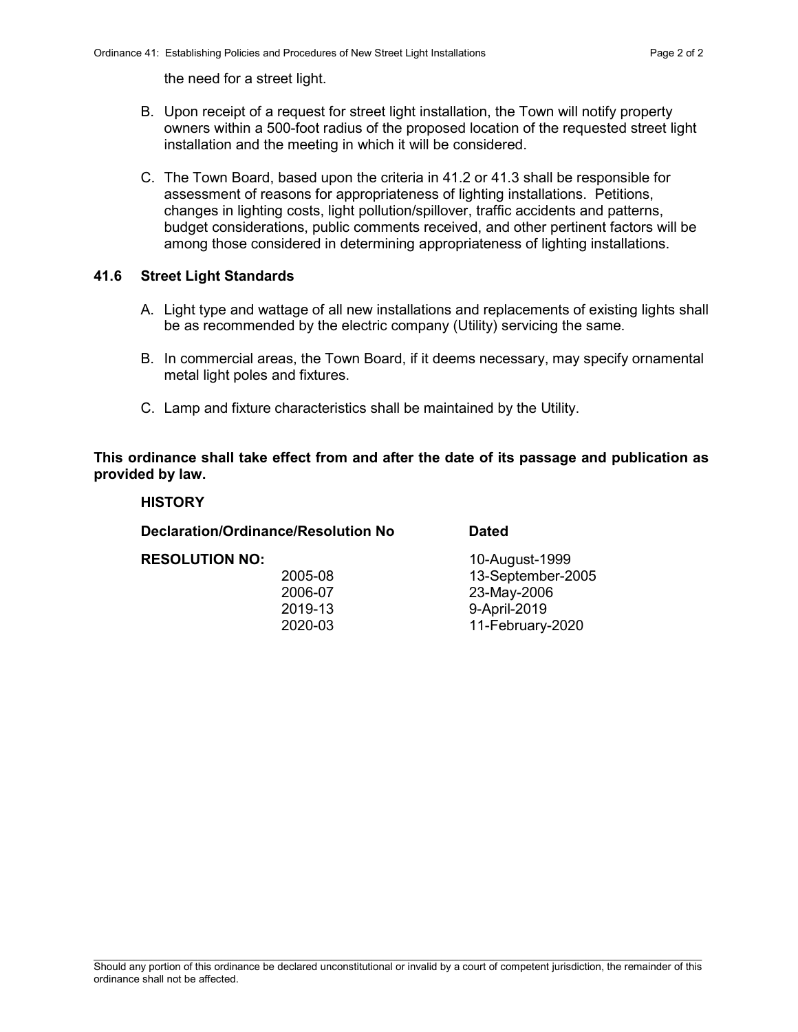the need for a street light.

B. Upon receipt of a request for street light installation, the Town will notify property owners within a 500-foot radius of the proposed location of the requested street light installation and the meeting in which it will be considered.

C. The Town Board, based upon the criteria in 41.2 or 41.3 shall be responsible for assessment of reasons for appropriateness of lighting installations. Petitions, changes in lighting costs, light pollution/spillover, traffic accidents and patterns, budget considerations, public comments received, and other pertinent factors will be among those considered in determining appropriateness of lighting installations.

### 41.6 Street Light Standards

A. Light type and wattage of all new installations and replacements of existing lights shall be as recommended by the electric company (Utility) servicing the same.

B. In commercial areas, the Town Board, if it deems necessary, may specify ornamental metal light poles and fixtures.

C. Lamp and fixture characteristics shall be maintained by the Utility.

**This ordinance shall take effect from and after the date of its passage and publication as provided by law.**

**HISTORY**

| Declaration/Ordinance/Resolution No | Dated |
|---|---|
| **RESOLUTION NO:** | 10-August-1999 |
| 2005-08 | 13-September-2005 |
| 2006-07 | 23-May-2006 |
| 2019-13 | 9-April-2019 |
| 2020-03 | 11-February-2020 |

Should any portion of this ordinance be declared unconstitutional or invalid by a court of competent jurisdiction, the remainder of this ordinance shall not be affected.